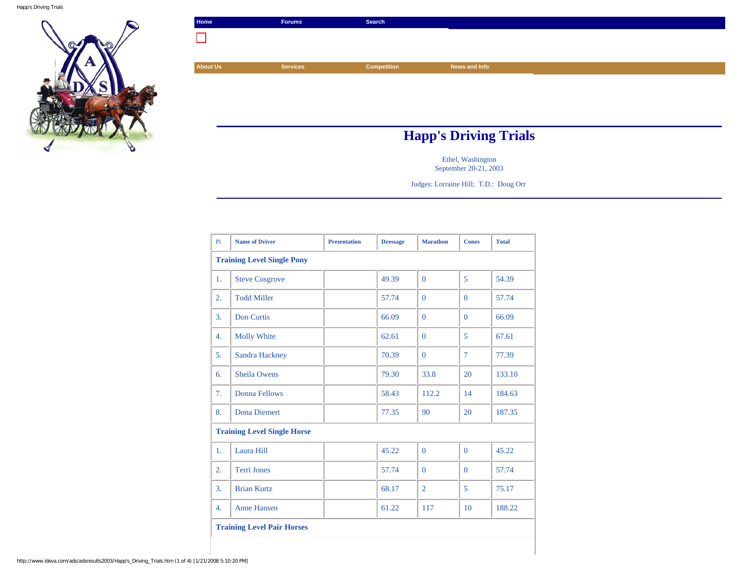Home | Forums | Search

About Us | Services | Competition | News and Info

# Happ's Driving Trials

Ethel, Washington
September 20-21, 2003

Judges: Lorraine Hill; T.D.: Doug Orr

| Pl | Name of Driver | Presentation | Dressage | Marathon | Cones | Total |
|---|---|---|---|---|---|---|
| **Training Level Single Pony** | | | | | | |
| 1. | Steve Cosgrove | | 49.39 | 0 | 5 | 54.39 |
| 2. | Todd Miller | | 57.74 | 0 | 0 | 57.74 |
| 3. | Don Curtis | | 66.09 | 0 | 0 | 66.09 |
| 4. | Molly White | | 62.61 | 0 | 5 | 67.61 |
| 5. | Sandra Hackney | | 70.39 | 0 | 7 | 77.39 |
| 6. | Sheila Owens | | 79.30 | 33.8 | 20 | 133.10 |
| 7. | Donna Fellows | | 58.43 | 112.2 | 14 | 184.63 |
| 8. | Dona Diemert | | 77.35 | 90 | 20 | 187.35 |
| **Training Level Single Horse** | | | | | | |
| 1. | Laura Hill | | 45.22 | 0 | 0 | 45.22 |
| 2. | Terri Jones | | 57.74 | 0 | 0 | 57.74 |
| 3. | Brian Kurtz | | 68.17 | 2 | 5 | 75.17 |
| 4. | Anne Hansen | | 61.22 | 117 | 10 | 188.22 |
| **Training Level Pair Horses** | | | | | | |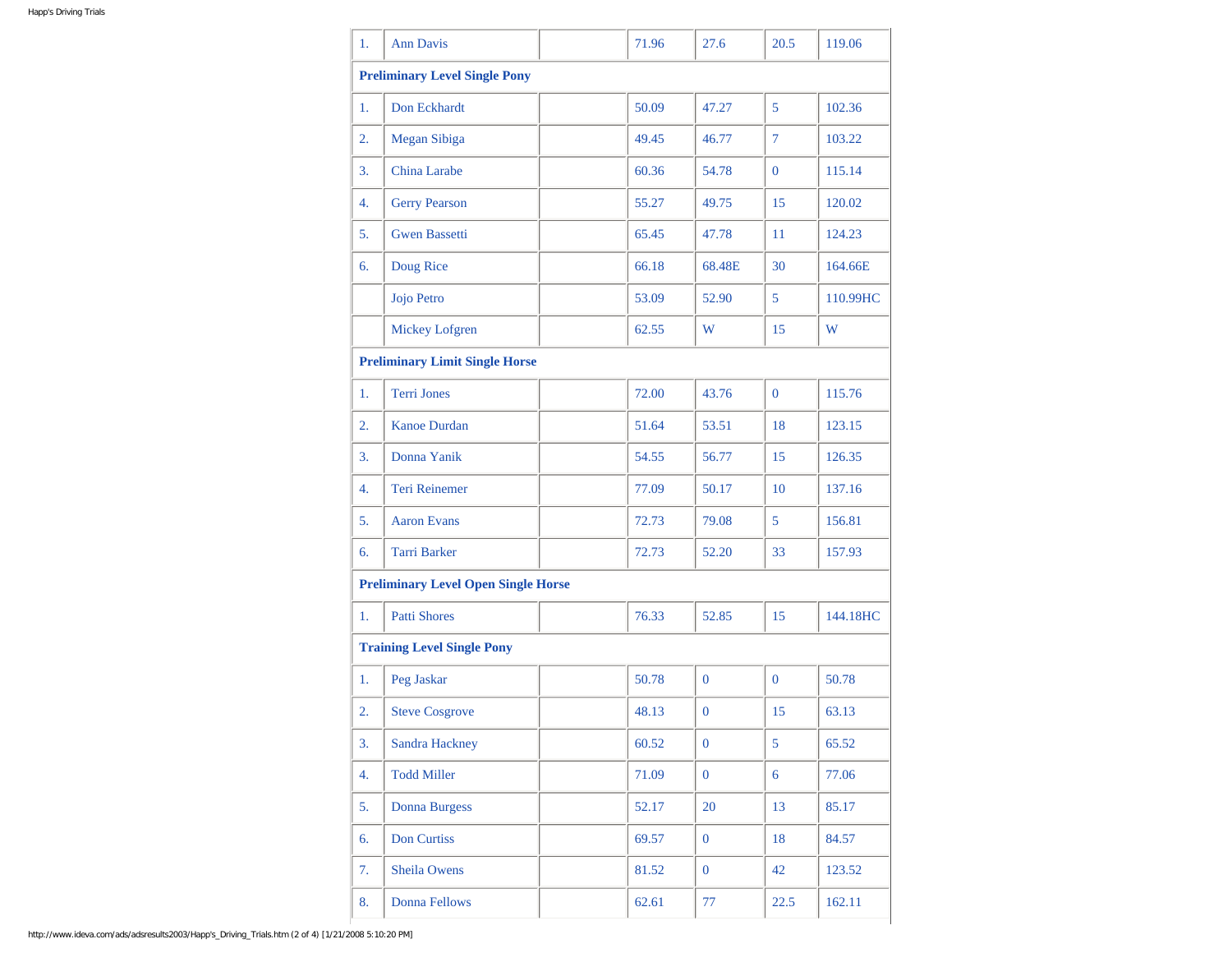| | | | | | | |
|---|---|---|---|---|---|---|
| 1. | Ann Davis | | 71.96 | 27.6 | 20.5 | 119.06 |
| **Preliminary Level Single Pony** | | | | | | |
| 1. | Don Eckhardt | | 50.09 | 47.27 | 5 | 102.36 |
| 2. | Megan Sibiga | | 49.45 | 46.77 | 7 | 103.22 |
| 3. | China Larabe | | 60.36 | 54.78 | 0 | 115.14 |
| 4. | Gerry Pearson | | 55.27 | 49.75 | 15 | 120.02 |
| 5. | Gwen Bassetti | | 65.45 | 47.78 | 11 | 124.23 |
| 6. | Doug Rice | | 66.18 | 68.48E | 30 | 164.66E |
| | Jojo Petro | | 53.09 | 52.90 | 5 | 110.99HC |
| | Mickey Lofgren | | 62.55 | W | 15 | W |
| **Preliminary Limit Single Horse** | | | | | | |
| 1. | Terri Jones | | 72.00 | 43.76 | 0 | 115.76 |
| 2. | Kanoe Durdan | | 51.64 | 53.51 | 18 | 123.15 |
| 3. | Donna Yanik | | 54.55 | 56.77 | 15 | 126.35 |
| 4. | Teri Reinemer | | 77.09 | 50.17 | 10 | 137.16 |
| 5. | Aaron Evans | | 72.73 | 79.08 | 5 | 156.81 |
| 6. | Tarri Barker | | 72.73 | 52.20 | 33 | 157.93 |
| **Preliminary Level Open Single Horse** | | | | | | |
| 1. | Patti Shores | | 76.33 | 52.85 | 15 | 144.18HC |
| **Training Level Single Pony** | | | | | | |
| 1. | Peg Jaskar | | 50.78 | 0 | 0 | 50.78 |
| 2. | Steve Cosgrove | | 48.13 | 0 | 15 | 63.13 |
| 3. | Sandra Hackney | | 60.52 | 0 | 5 | 65.52 |
| 4. | Todd Miller | | 71.09 | 0 | 6 | 77.06 |
| 5. | Donna Burgess | | 52.17 | 20 | 13 | 85.17 |
| 6. | Don Curtiss | | 69.57 | 0 | 18 | 84.57 |
| 7. | Sheila Owens | | 81.52 | 0 | 42 | 123.52 |
| 8. | Donna Fellows | | 62.61 | 77 | 22.5 | 162.11 |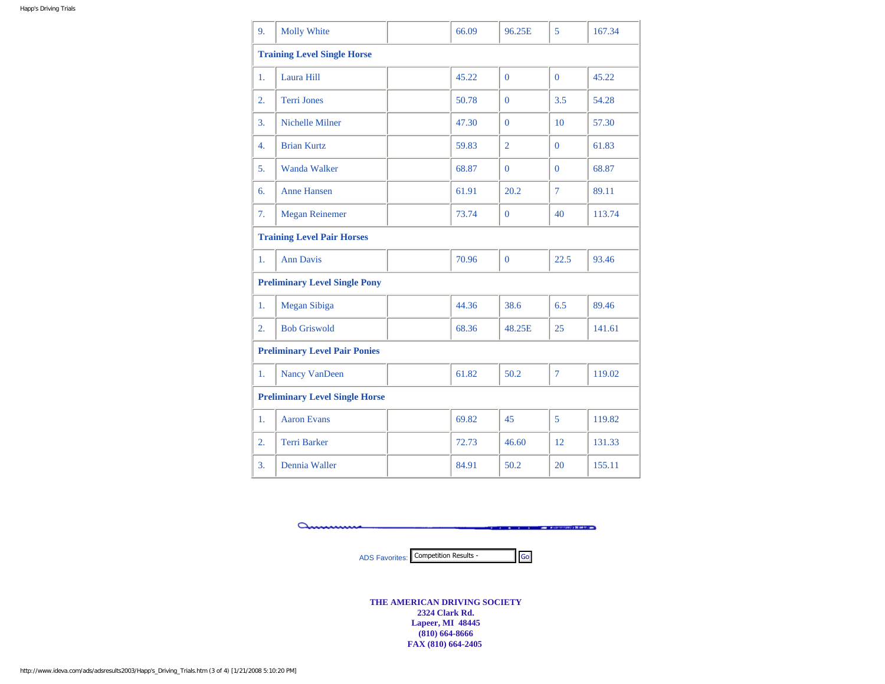| | | | | | | |
|---|---|---|---|---|---|---|
| 9. | Molly White | | 66.09 | 96.25E | 5 | 167.34 |
| **Training Level Single Horse** | | | | | | |
| 1. | Laura Hill | | 45.22 | 0 | 0 | 45.22 |
| 2. | Terri Jones | | 50.78 | 0 | 3.5 | 54.28 |
| 3. | Nichelle Milner | | 47.30 | 0 | 10 | 57.30 |
| 4. | Brian Kurtz | | 59.83 | 2 | 0 | 61.83 |
| 5. | Wanda Walker | | 68.87 | 0 | 0 | 68.87 |
| 6. | Anne Hansen | | 61.91 | 20.2 | 7 | 89.11 |
| 7. | Megan Reinemer | | 73.74 | 0 | 40 | 113.74 |
| **Training Level Pair Horses** | | | | | | |
| 1. | Ann Davis | | 70.96 | 0 | 22.5 | 93.46 |
| **Preliminary Level Single Pony** | | | | | | |
| 1. | Megan Sibiga | | 44.36 | 38.6 | 6.5 | 89.46 |
| 2. | Bob Griswold | | 68.36 | 48.25E | 25 | 141.61 |
| **Preliminary Level Pair Ponies** | | | | | | |
| 1. | Nancy VanDeen | | 61.82 | 50.2 | 7 | 119.02 |
| **Preliminary Level Single Horse** | | | | | | |
| 1. | Aaron Evans | | 69.82 | 45 | 5 | 119.82 |
| 2. | Terri Barker | | 72.73 | 46.60 | 12 | 131.33 |
| 3. | Dennia Waller | | 84.91 | 50.2 | 20 | 155.11 |

ADS Favorites: Competition Results - Go

**THE AMERICAN DRIVING SOCIETY**
**2324 Clark Rd.**
**Lapeer, MI 48445**
**(810) 664-8666**
**FAX (810) 664-2405**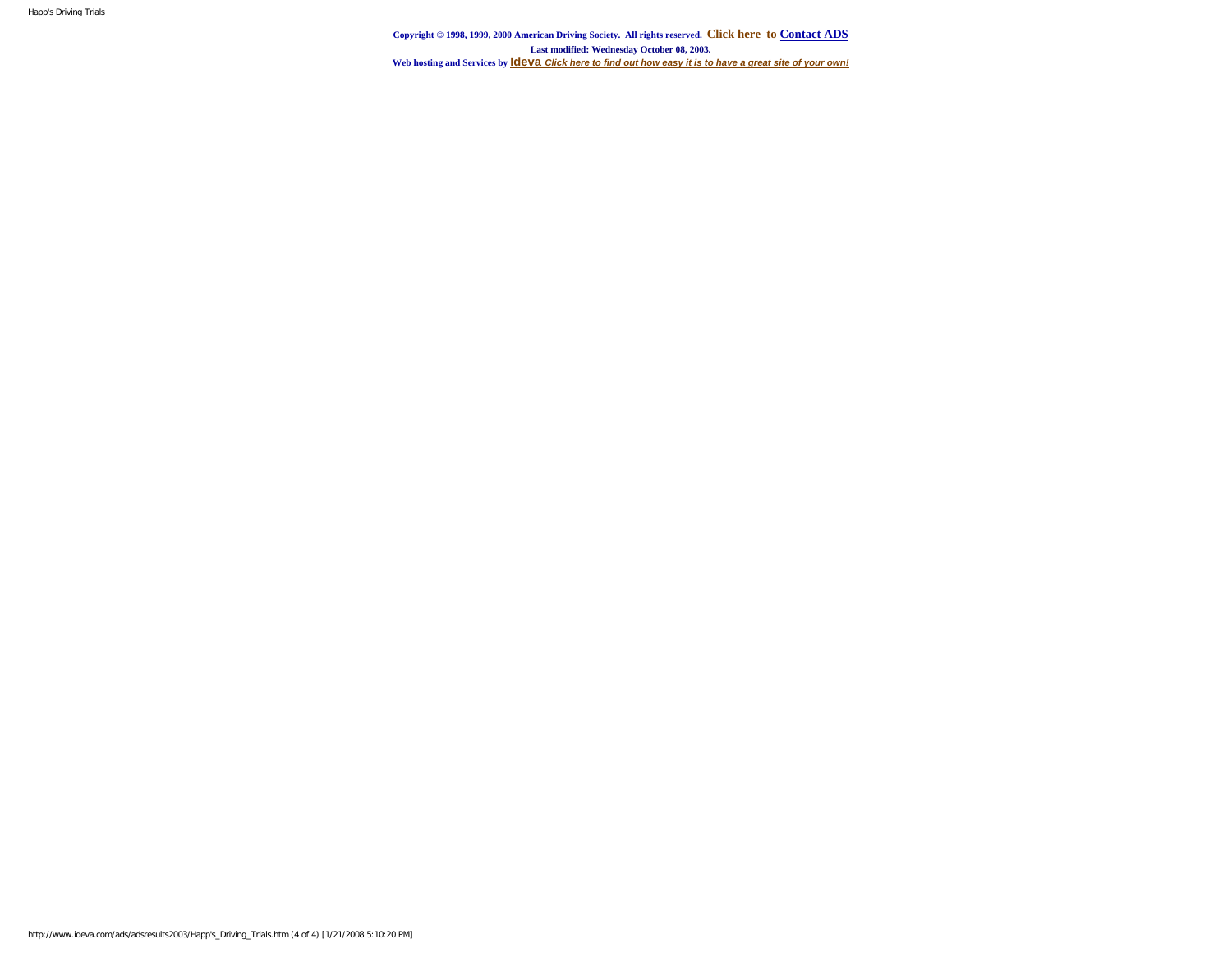**Copyright © 1998, 1999, 2000 American Driving Society. All rights reserved. Click here to Contact ADS**

**Last modified: Wednesday October 08, 2003.**

**Web hosting and Services by Ideva *Click here to find out how easy it is to have a great site of your own!***